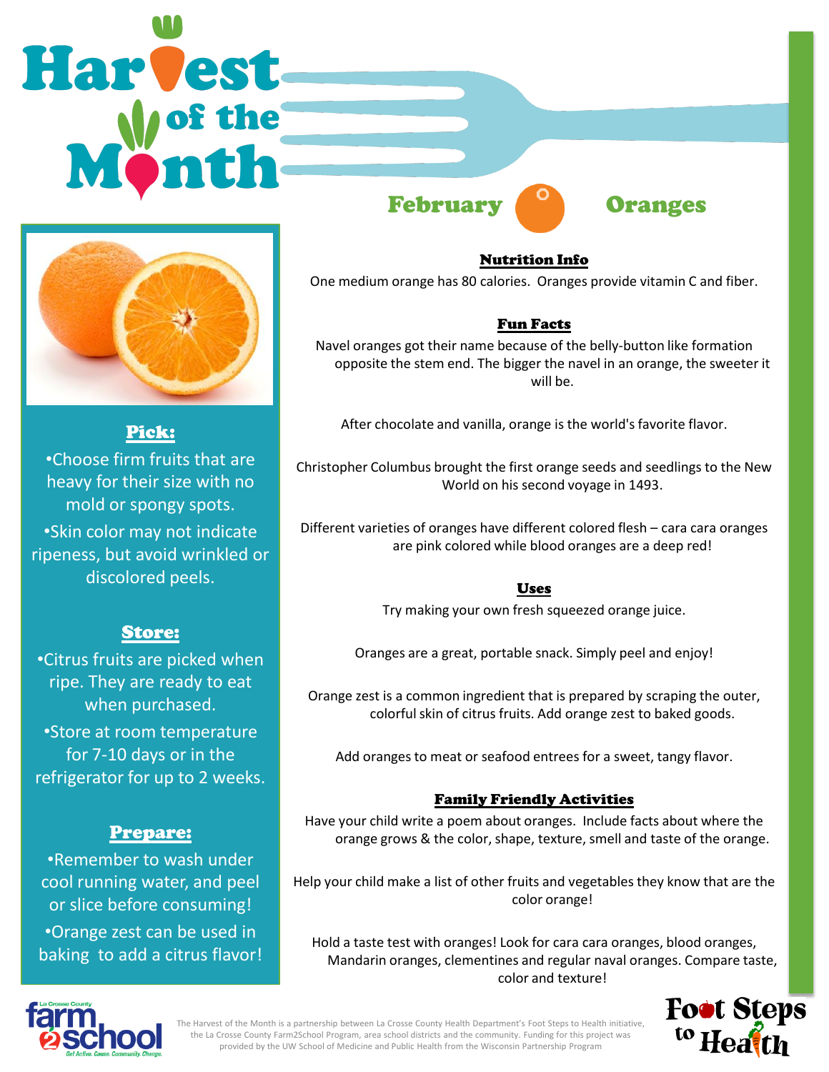# Harvest of the Month

## February — Oranges

### Pick:

- Choose firm fruits that are heavy for their size with no mold or spongy spots.
- Skin color may not indicate ripeness, but avoid wrinkled or discolored peels.

### Store:

- Citrus fruits are picked when ripe. They are ready to eat when purchased.
- Store at room temperature for 7-10 days or in the refrigerator for up to 2 weeks.

### Prepare:

- Remember to wash under cool running water, and peel or slice before consuming!
- Orange zest can be used in baking to add a citrus flavor!

### Nutrition Info

One medium orange has 80 calories. Oranges provide vitamin C and fiber.

### Fun Facts

Navel oranges got their name because of the belly-button like formation opposite the stem end. The bigger the navel in an orange, the sweeter it will be.

After chocolate and vanilla, orange is the world's favorite flavor.

Christopher Columbus brought the first orange seeds and seedlings to the New World on his second voyage in 1493.

Different varieties of oranges have different colored flesh – cara cara oranges are pink colored while blood oranges are a deep red!

### Uses

Try making your own fresh squeezed orange juice.

Oranges are a great, portable snack. Simply peel and enjoy!

Orange zest is a common ingredient that is prepared by scraping the outer, colorful skin of citrus fruits. Add orange zest to baked goods.

Add oranges to meat or seafood entrees for a sweet, tangy flavor.

### Family Friendly Activities

Have your child write a poem about oranges. Include facts about where the orange grows & the color, shape, texture, smell and taste of the orange.

Help your child make a list of other fruits and vegetables they know that are the color orange!

Hold a taste test with oranges! Look for cara cara oranges, blood oranges, Mandarin oranges, clementines and regular naval oranges. Compare taste, color and texture!

La Crosse County farm2school — Get Active. Cause. Community. Change.

The Harvest of the Month is a partnership between La Crosse County Health Department's Foot Steps to Health initiative, the La Crosse County Farm2School Program, area school districts and the community. Funding for this project was provided by the UW School of Medicine and Public Health from the Wisconsin Partnership Program

Foot Steps to Health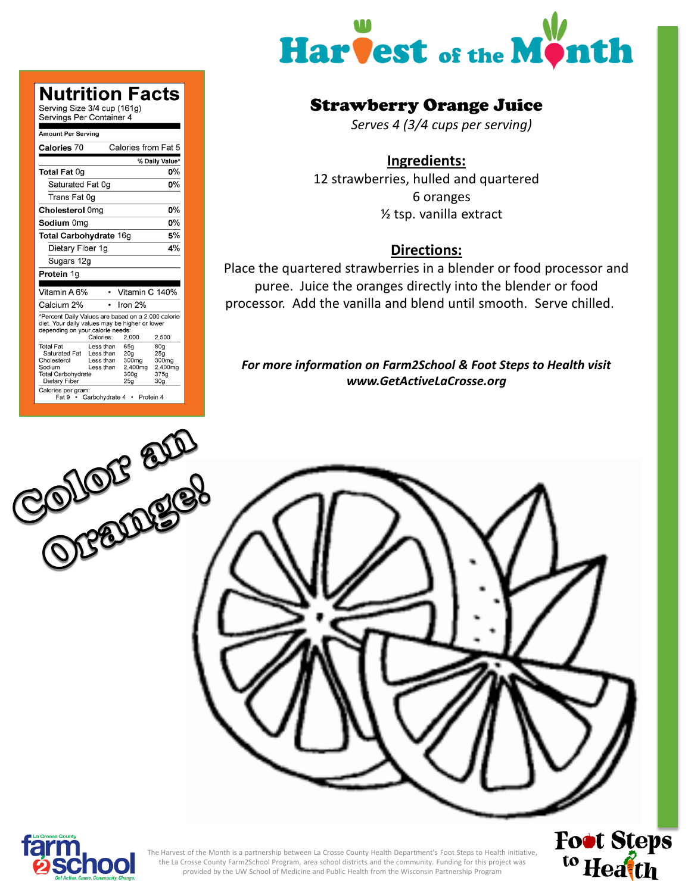# Harvest of the Month

## Strawberry Orange Juice

*Serves 4 (3/4 cups per serving)*

**Ingredients:**

12 strawberries, hulled and quartered
6 oranges
½ tsp. vanilla extract

**Directions:**

Place the quartered strawberries in a blender or food processor and puree. Juice the oranges directly into the blender or food processor. Add the vanilla and blend until smooth. Serve chilled.

***For more information on Farm2School & Foot Steps to Health visit www.GetActiveLaCrosse.org***

## Nutrition Facts

Serving Size 3/4 cup (161g)
Servings Per Container 4

| Amount Per Serving | |
|---|---|
| Calories 70 | Calories from Fat 5 |
| | % Daily Value* |
| **Total Fat** 0g | 0% |
| Saturated Fat 0g | 0% |
| Trans Fat 0g | |
| **Cholesterol** 0mg | 0% |
| **Sodium** 0mg | 0% |
| **Total Carbohydrate** 16g | 5% |
| Dietary Fiber 1g | 4% |
| Sugars 12g | |
| **Protein** 1g | |

Vitamin A 6% • Vitamin C 140%
Calcium 2% • Iron 2%

*Percent Daily Values are based on a 2,000 calorie diet. Your daily values may be higher or lower depending on your calorie needs:

| | Calories: | 2,000 | 2,500 |
|---|---|---|---|
| Total Fat | Less than | 65g | 80g |
| Saturated Fat | Less than | 20g | 25g |
| Cholesterol | Less than | 300mg | 300mg |
| Sodium | Less than | 2,400mg | 2,400mg |
| Total Carbohydrate | | 300g | 375g |
| Dietary Fiber | | 25g | 30g |

Calories per gram:
Fat 9 • Carbohydrate 4 • Protein 4

**Color an Orange!**

The Harvest of the Month is a partnership between La Crosse County Health Department's Foot Steps to Health initiative, the La Crosse County Farm2School Program, area school districts and the community. Funding for this project was provided by the UW School of Medicine and Public Health from the Wisconsin Partnership Program

La Crosse County farm2school — Get Active. Cause. Community. Change.

Foot Steps to Health